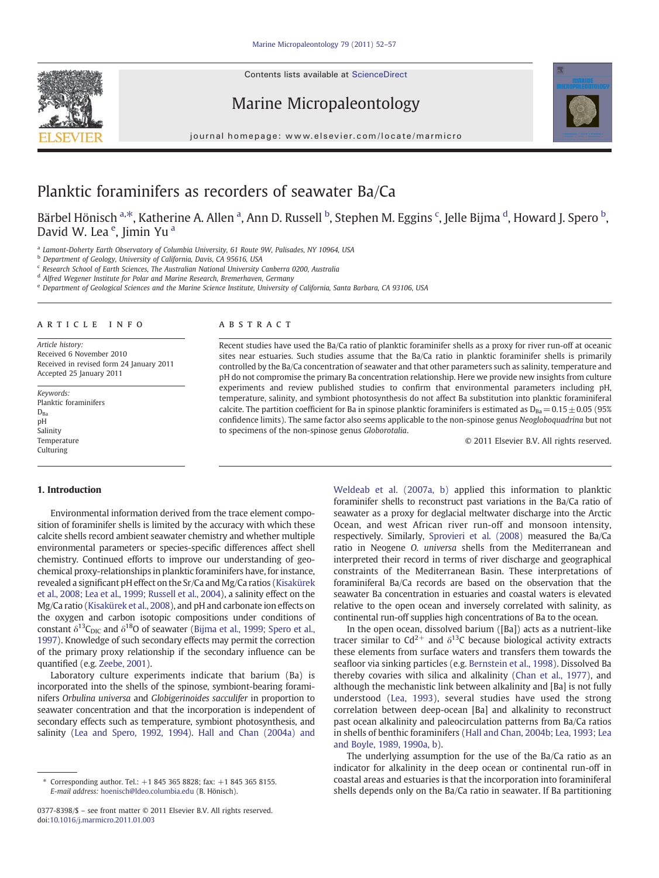# Planktic foraminifers as recorders of seawater Ba/Ca

Bärbel Hönisch [a,*], Katherine A. Allen [a], Ann D. Russell [b], Stephen M. Eggins [c], Jelle Bijma [d], Howard J. Spero [b], David W. Lea [e], Jimin Yu [a]

[a] Lamont-Doherty Earth Observatory of Columbia University, 61 Route 9W, Palisades, NY 10964, USA
[b] Department of Geology, University of California, Davis, CA 95616, USA
[c] Research School of Earth Sciences, The Australian National University Canberra 0200, Australia
[d] Alfred Wegener Institute for Polar and Marine Research, Bremerhaven, Germany
[e] Department of Geological Sciences and the Marine Science Institute, University of California, Santa Barbara, CA 93106, USA

## ARTICLE INFO

*Article history:*
Received 6 November 2010
Received in revised form 24 January 2011
Accepted 25 January 2011

*Keywords:*
Planktic foraminifers
$D_{Ba}$
pH
Salinity
Temperature
Culturing

## ABSTRACT

Recent studies have used the Ba/Ca ratio of planktic foraminifer shells as a proxy for river run-off at oceanic sites near estuaries. Such studies assume that the Ba/Ca ratio in planktic foraminifer shells is primarily controlled by the Ba/Ca concentration of seawater and that other parameters such as salinity, temperature and pH do not compromise the primary Ba concentration relationship. Here we provide new insights from culture experiments and review published studies to confirm that environmental parameters including pH, temperature, salinity, and symbiont photosynthesis do not affect Ba substitution into planktic foraminiferal calcite. The partition coefficient for Ba in spinose planktic foraminifers is estimated as $D_{Ba} = 0.15 \pm 0.05$ (95% confidence limits). The same factor also seems applicable to the non-spinose genus *Neogloboquadrina* but not to specimens of the non-spinose genus *Globorotalia*.

© 2011 Elsevier B.V. All rights reserved.

## 1. Introduction

Environmental information derived from the trace element composition of foraminifer shells is limited by the accuracy with which these calcite shells record ambient seawater chemistry and whether multiple environmental parameters or species-specific differences affect shell chemistry. Continued efforts to improve our understanding of geochemical proxy-relationships in planktic foraminifers have, for instance, revealed a significant pH effect on the Sr/Ca and Mg/Ca ratios (Kisakürek et al., 2008; Lea et al., 1999; Russell et al., 2004), a salinity effect on the Mg/Ca ratio (Kisakürek et al., 2008), and pH and carbonate ion effects on the oxygen and carbon isotopic compositions under conditions of constant $\delta^{13}C_{DIC}$ and $\delta^{18}O$ of seawater (Bijma et al., 1999; Spero et al., 1997). Knowledge of such secondary effects may permit the correction of the primary proxy relationship if the secondary influence can be quantified (e.g. Zeebe, 2001).

Laboratory culture experiments indicate that barium (Ba) is incorporated into the shells of the spinose, symbiont-bearing foraminifers *Orbulina universa* and *Globigerinoides sacculifer* in proportion to seawater concentration and that the incorporation is independent of secondary effects such as temperature, symbiont photosynthesis, and salinity (Lea and Spero, 1992, 1994). Hall and Chan (2004a) and Weldeab et al. (2007a, b) applied this information to planktic foraminifer shells to reconstruct past variations in the Ba/Ca ratio of seawater as a proxy for deglacial meltwater discharge into the Arctic Ocean, and west African river run-off and monsoon intensity, respectively. Similarly, Sprovieri et al. (2008) measured the Ba/Ca ratio in Neogene *O. universa* shells from the Mediterranean and interpreted their record in terms of river discharge and geographical constraints of the Mediterranean Basin. These interpretations of foraminiferal Ba/Ca records are based on the observation that the seawater Ba concentration in estuaries and coastal waters is elevated relative to the open ocean and inversely correlated with salinity, as continental run-off supplies high concentrations of Ba to the ocean.

In the open ocean, dissolved barium ([Ba]) acts as a nutrient-like tracer similar to $Cd^{2+}$ and $\delta^{13}C$ because biological activity extracts these elements from surface waters and transfers them towards the seafloor via sinking particles (e.g. Bernstein et al., 1998). Dissolved Ba thereby covaries with silica and alkalinity (Chan et al., 1977), and although the mechanistic link between alkalinity and [Ba] is not fully understood (Lea, 1993), several studies have used the strong correlation between deep-ocean [Ba] and alkalinity to reconstruct past ocean alkalinity and paleocirculation patterns from Ba/Ca ratios in shells of benthic foraminifers (Hall and Chan, 2004b; Lea, 1993; Lea and Boyle, 1989, 1990a, b).

The underlying assumption for the use of the Ba/Ca ratio as an indicator for alkalinity in the deep ocean or continental run-off in coastal areas and estuaries is that the incorporation into foraminiferal shells depends only on the Ba/Ca ratio in seawater. If Ba partitioning

\* Corresponding author. Tel.: +1 845 365 8828; fax: +1 845 365 8155.
*E-mail address:* hoenisch@ldeo.columbia.edu (B. Hönisch).

0377-8398/$ – see front matter © 2011 Elsevier B.V. All rights reserved.
doi:10.1016/j.marmicro.2011.01.003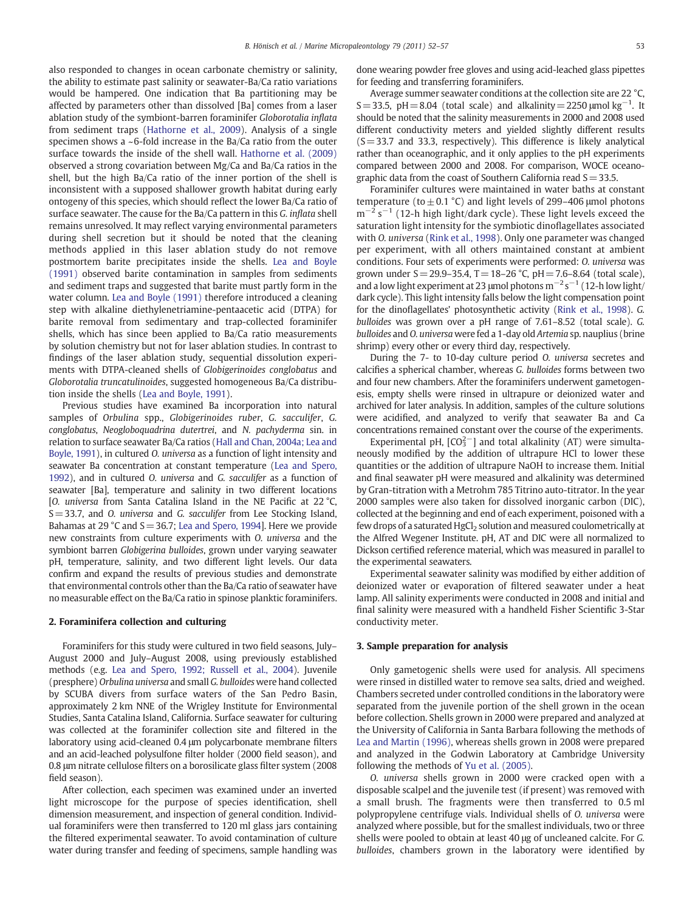also responded to changes in ocean carbonate chemistry or salinity, the ability to estimate past salinity or seawater-Ba/Ca ratio variations would be hampered. One indication that Ba partitioning may be affected by parameters other than dissolved [Ba] comes from a laser ablation study of the symbiont-barren foraminifer *Globorotalia inflata* from sediment traps (Hathorne et al., 2009). Analysis of a single specimen shows a ~6-fold increase in the Ba/Ca ratio from the outer surface towards the inside of the shell wall. Hathorne et al. (2009) observed a strong covariation between Mg/Ca and Ba/Ca ratios in the shell, but the high Ba/Ca ratio of the inner portion of the shell is inconsistent with a supposed shallower growth habitat during early ontogeny of this species, which should reflect the lower Ba/Ca ratio of surface seawater. The cause for the Ba/Ca pattern in this *G. inflata* shell remains unresolved. It may reflect varying environmental parameters during shell secretion but it should be noted that the cleaning methods applied in this laser ablation study do not remove postmortem barite precipitates inside the shells. Lea and Boyle (1991) observed barite contamination in samples from sediments and sediment traps and suggested that barite must partly form in the water column. Lea and Boyle (1991) therefore introduced a cleaning step with alkaline diethylenetriamine-pentaacetic acid (DTPA) for barite removal from sedimentary and trap-collected foraminifer shells, which has since been applied to Ba/Ca ratio measurements by solution chemistry but not for laser ablation studies. In contrast to findings of the laser ablation study, sequential dissolution experiments with DTPA-cleaned shells of *Globigerinoides conglobatus* and *Globorotalia truncatulinoides*, suggested homogeneous Ba/Ca distribution inside the shells (Lea and Boyle, 1991).

Previous studies have examined Ba incorporation into natural samples of *Orbulina* spp., *Globigerinoides ruber*, *G. sacculifer*, *G. conglobatus*, *Neogloboquadrina dutertrei*, and *N. pachyderma* sin. in relation to surface seawater Ba/Ca ratios (Hall and Chan, 2004a; Lea and Boyle, 1991), in cultured *O. universa* as a function of light intensity and seawater Ba concentration at constant temperature (Lea and Spero, 1992), and in cultured *O. universa* and *G. sacculifer* as a function of seawater [Ba], temperature and salinity in two different locations [*O. universa* from Santa Catalina Island in the NE Pacific at 22 °C, S = 33.7, and *O. universa* and *G. sacculifer* from Lee Stocking Island, Bahamas at 29 °C and S = 36.7; Lea and Spero, 1994]. Here we provide new constraints from culture experiments with *O. universa* and the symbiont barren *Globigerina bulloides*, grown under varying seawater pH, temperature, salinity, and two different light levels. Our data confirm and expand the results of previous studies and demonstrate that environmental controls other than the Ba/Ca ratio of seawater have no measurable effect on the Ba/Ca ratio in spinose planktic foraminifers.

## 2. Foraminifera collection and culturing

Foraminifers for this study were cultured in two field seasons, July–August 2000 and July–August 2008, using previously established methods (e.g. Lea and Spero, 1992; Russell et al., 2004). Juvenile (presphere) *Orbulina universa* and small *G. bulloides* were hand collected by SCUBA divers from surface waters of the San Pedro Basin, approximately 2 km NNE of the Wrigley Institute for Environmental Studies, Santa Catalina Island, California. Surface seawater for culturing was collected at the foraminifer collection site and filtered in the laboratory using acid-cleaned 0.4 μm polycarbonate membrane filters and an acid-leached polysulfone filter holder (2000 field season), and 0.8 μm nitrate cellulose filters on a borosilicate glass filter system (2008 field season).

After collection, each specimen was examined under an inverted light microscope for the purpose of species identification, shell dimension measurement, and inspection of general condition. Individual foraminifers were then transferred to 120 ml glass jars containing the filtered experimental seawater. To avoid contamination of culture water during transfer and feeding of specimens, sample handling was done wearing powder free gloves and using acid-leached glass pipettes for feeding and transferring foraminifers.

Average summer seawater conditions at the collection site are 22 °C, S = 33.5, pH = 8.04 (total scale) and alkalinity = 2250 μmol kg$^{-1}$. It should be noted that the salinity measurements in 2000 and 2008 used different conductivity meters and yielded slightly different results (S = 33.7 and 33.3, respectively). This difference is likely analytical rather than oceanographic, and it only applies to the pH experiments compared between 2000 and 2008. For comparison, WOCE oceanographic data from the coast of Southern California read S = 33.5.

Foraminifer cultures were maintained in water baths at constant temperature (to ± 0.1 °C) and light levels of 299–406 μmol photons m$^{-2}$ s$^{-1}$ (12-h high light/dark cycle). These light levels exceed the saturation light intensity for the symbiotic dinoflagellates associated with *O. universa* (Rink et al., 1998). Only one parameter was changed per experiment, with all others maintained constant at ambient conditions. Four sets of experiments were performed: *O. universa* was grown under S = 29.9–35.4, T = 18–26 °C, pH = 7.6–8.64 (total scale), and a low light experiment at 23 μmol photons m$^{-2}$ s$^{-1}$ (12-h low light/dark cycle). This light intensity falls below the light compensation point for the dinoflagellates' photosynthetic activity (Rink et al., 1998). *G. bulloides* was grown over a pH range of 7.61–8.52 (total scale). *G. bulloides* and *O. universa* were fed a 1-day old *Artemia* sp. nauplius (brine shrimp) every other or every third day, respectively.

During the 7- to 10-day culture period *O. universa* secretes and calcifies a spherical chamber, whereas *G. bulloides* forms between two and four new chambers. After the foraminifers underwent gametogenesis, empty shells were rinsed in ultrapure or deionized water and archived for later analysis. In addition, samples of the culture solutions were acidified, and analyzed to verify that seawater Ba and Ca concentrations remained constant over the course of the experiments.

Experimental pH, [$CO_3^{2-}$] and total alkalinity (AT) were simultaneously modified by the addition of ultrapure HCl to lower these quantities or the addition of ultrapure NaOH to increase them. Initial and final seawater pH were measured and alkalinity was determined by Gran-titration with a Metrohm 785 Titrino auto-titrator. In the year 2000 samples were also taken for dissolved inorganic carbon (DIC), collected at the beginning and end of each experiment, poisoned with a few drops of a saturated $HgCl_2$ solution and measured coulometrically at the Alfred Wegener Institute. pH, AT and DIC were all normalized to Dickson certified reference material, which was measured in parallel to the experimental seawaters.

Experimental seawater salinity was modified by either addition of deionized water or evaporation of filtered seawater under a heat lamp. All salinity experiments were conducted in 2008 and initial and final salinity were measured with a handheld Fisher Scientific 3-Star conductivity meter.

## 3. Sample preparation for analysis

Only gametogenic shells were used for analysis. All specimens were rinsed in distilled water to remove sea salts, dried and weighed. Chambers secreted under controlled conditions in the laboratory were separated from the juvenile portion of the shell grown in the ocean before collection. Shells grown in 2000 were prepared and analyzed at the University of California in Santa Barbara following the methods of Lea and Martin (1996), whereas shells grown in 2008 were prepared and analyzed in the Godwin Laboratory at Cambridge University following the methods of Yu et al. (2005).

*O. universa* shells grown in 2000 were cracked open with a disposable scalpel and the juvenile test (if present) was removed with a small brush. The fragments were then transferred to 0.5 ml polypropylene centrifuge vials. Individual shells of *O. universa* were analyzed where possible, but for the smallest individuals, two or three shells were pooled to obtain at least 40 μg of uncleaned calcite. For *G. bulloides*, chambers grown in the laboratory were identified by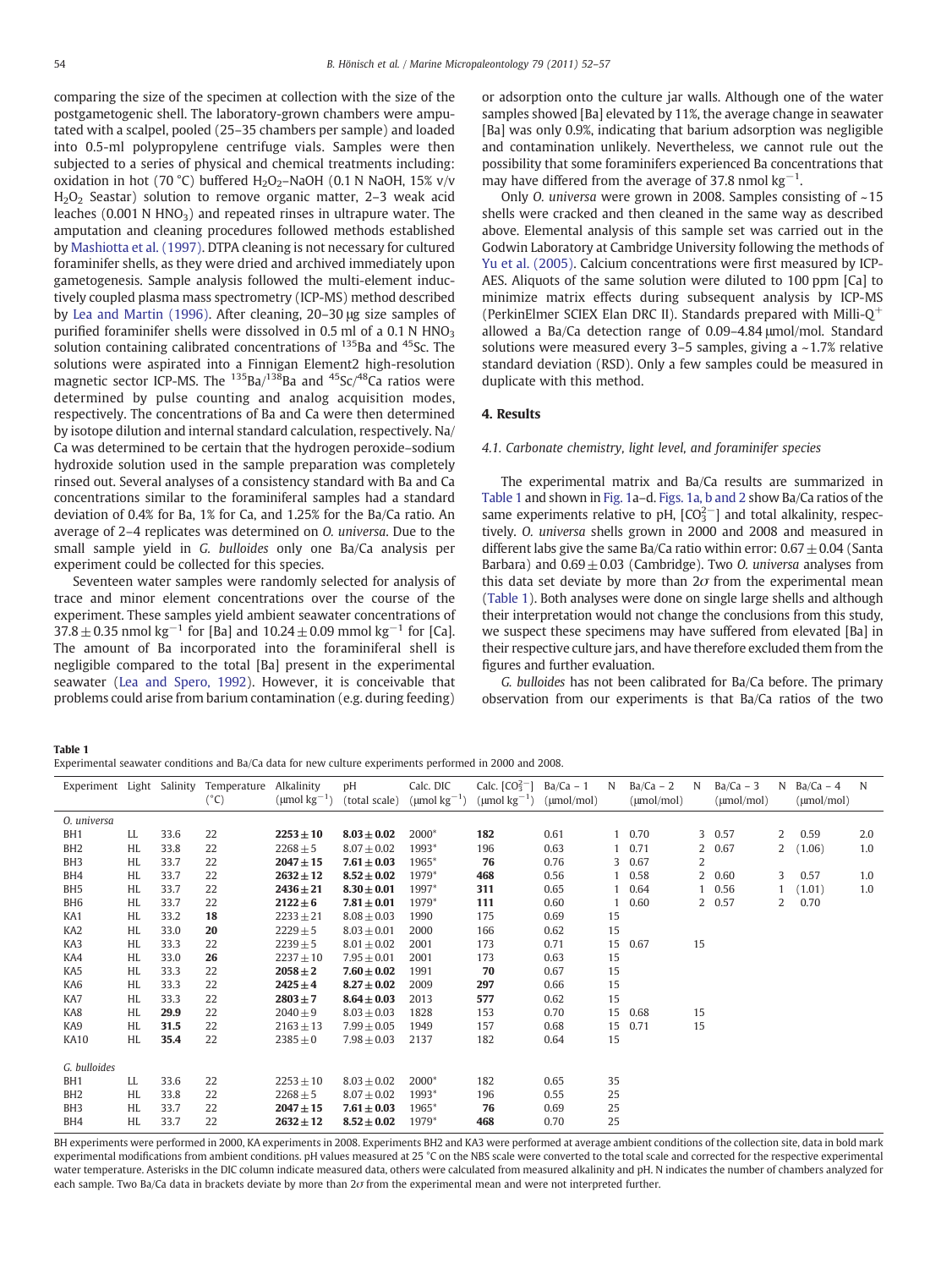comparing the size of the specimen at collection with the size of the postgametogenic shell. The laboratory-grown chambers were amputated with a scalpel, pooled (25–35 chambers per sample) and loaded into 0.5-ml polypropylene centrifuge vials. Samples were then subjected to a series of physical and chemical treatments including: oxidation in hot (70 °C) buffered $H_2O_2$–NaOH (0.1 N NaOH, 15% v/v $H_2O_2$ Seastar) solution to remove organic matter, 2–3 weak acid leaches (0.001 N $HNO_3$) and repeated rinses in ultrapure water. The amputation and cleaning procedures followed methods established by Mashiotta et al. (1997). DTPA cleaning is not necessary for cultured foraminifer shells, as they were dried and archived immediately upon gametogenesis. Sample analysis followed the multi-element inductively coupled plasma mass spectrometry (ICP-MS) method described by Lea and Martin (1996). After cleaning, 20–30 μg size samples of purified foraminifer shells were dissolved in 0.5 ml of a 0.1 N $HNO_3$ solution containing calibrated concentrations of $^{135}$Ba and $^{45}$Sc. The solutions were aspirated into a Finnigan Element2 high-resolution magnetic sector ICP-MS. The $^{135}$Ba/$^{138}$Ba and $^{45}$Sc/$^{48}$Ca ratios were determined by pulse counting and analog acquisition modes, respectively. The concentrations of Ba and Ca were then determined by isotope dilution and internal standard calculation, respectively. Na/Ca was determined to be certain that the hydrogen peroxide–sodium hydroxide solution used in the sample preparation was completely rinsed out. Several analyses of a consistency standard with Ba and Ca concentrations similar to the foraminiferal samples had a standard deviation of 0.4% for Ba, 1% for Ca, and 1.25% for the Ba/Ca ratio. An average of 2–4 replicates was determined on *O. universa*. Due to the small sample yield in *G. bulloides* only one Ba/Ca analysis per experiment could be collected for this species.

Seventeen water samples were randomly selected for analysis of trace and minor element concentrations over the course of the experiment. These samples yield ambient seawater concentrations of 37.8 ± 0.35 nmol kg$^{-1}$ for [Ba] and 10.24 ± 0.09 mmol kg$^{-1}$ for [Ca]. The amount of Ba incorporated into the foraminiferal shell is negligible compared to the total [Ba] present in the experimental seawater (Lea and Spero, 1992). However, it is conceivable that problems could arise from barium contamination (e.g. during feeding) or adsorption onto the culture jar walls. Although one of the water samples showed [Ba] elevated by 11%, the average change in seawater [Ba] was only 0.9%, indicating that barium adsorption was negligible and contamination unlikely. Nevertheless, we cannot rule out the possibility that some foraminifers experienced Ba concentrations that may have differed from the average of 37.8 nmol kg$^{-1}$.

Only *O. universa* were grown in 2008. Samples consisting of ~15 shells were cracked and then cleaned in the same way as described above. Elemental analysis of this sample set was carried out in the Godwin Laboratory at Cambridge University following the methods of Yu et al. (2005). Calcium concentrations were first measured by ICP-AES. Aliquots of the same solution were diluted to 100 ppm [Ca] to minimize matrix effects during subsequent analysis by ICP-MS (PerkinElmer SCIEX Elan DRC II). Standards prepared with Milli-Q$^{+}$ allowed a Ba/Ca detection range of 0.09–4.84 μmol/mol. Standard solutions were measured every 3–5 samples, giving a ~1.7% relative standard deviation (RSD). Only a few samples could be measured in duplicate with this method.

## 4. Results

### 4.1. Carbonate chemistry, light level, and foraminifer species

The experimental matrix and Ba/Ca results are summarized in Table 1 and shown in Fig. 1a–d. Figs. 1a, b and 2 show Ba/Ca ratios of the same experiments relative to pH, [$CO_3^{2-}$] and total alkalinity, respectively. *O. universa* shells grown in 2000 and 2008 and measured in different labs give the same Ba/Ca ratio within error: 0.67 ± 0.04 (Santa Barbara) and 0.69 ± 0.03 (Cambridge). Two *O. universa* analyses from this data set deviate by more than 2σ from the experimental mean (Table 1). Both analyses were done on single large shells and although their interpretation would not change the conclusions from this study, we suspect these specimens may have suffered from elevated [Ba] in their respective culture jars, and have therefore excluded them from the figures and further evaluation.

*G. bulloides* has not been calibrated for Ba/Ca before. The primary observation from our experiments is that Ba/Ca ratios of the two

**Table 1**
Experimental seawater conditions and Ba/Ca data for new culture experiments performed in 2000 and 2008.

| Experiment | Light | Salinity | Temperature (°C) | Alkalinity (μmol kg$^{-1}$) | pH (total scale) | Calc. DIC (μmol kg$^{-1}$) | Calc. [$CO_3^{2-}$] (μmol kg$^{-1}$) | Ba/Ca – 1 (μmol/mol) | N | Ba/Ca – 2 (μmol/mol) | N | Ba/Ca – 3 (μmol/mol) | N | Ba/Ca – 4 (μmol/mol) | N |
|---|---|---|---|---|---|---|---|---|---|---|---|---|---|---|---|
| *O. universa* | | | | | | | | | | | | | | | |
| BH1 | LL | 33.6 | 22 | **2253 ± 10** | **8.03 ± 0.02** | 2000* | **182** | 0.61 | 1 | 0.70 | 3 | 0.57 | 2 | 0.59 | 2.0 |
| BH2 | HL | 33.8 | 22 | 2268 ± 5 | 8.07 ± 0.02 | 1993* | 196 | 0.63 | 1 | 0.71 | 2 | 0.67 | 2 | (1.06) | 1.0 |
| BH3 | HL | 33.7 | 22 | **2047 ± 15** | **7.61 ± 0.03** | 1965* | **76** | 0.76 | 3 | 0.67 | 2 | | | | |
| BH4 | HL | 33.7 | 22 | **2632 ± 12** | **8.52 ± 0.02** | 1979* | **468** | 0.56 | 1 | 0.58 | 2 | 0.60 | 3 | 0.57 | 1.0 |
| BH5 | HL | 33.7 | 22 | **2436 ± 21** | **8.30 ± 0.01** | 1997* | **311** | 0.65 | 1 | 0.64 | 1 | 0.56 | 1 | (1.01) | 1.0 |
| BH6 | HL | 33.7 | 22 | **2122 ± 6** | **7.81 ± 0.01** | 1979* | **111** | 0.60 | 1 | 0.60 | 2 | 0.57 | 2 | 0.70 | |
| KA1 | HL | 33.2 | **18** | 2233 ± 21 | 8.08 ± 0.03 | 1990 | 175 | 0.69 | 15 | | | | | | |
| KA2 | HL | 33.0 | **20** | 2229 ± 5 | 8.03 ± 0.01 | 2000 | 166 | 0.62 | 15 | | | | | | |
| KA3 | HL | 33.3 | 22 | 2239 ± 5 | 8.01 ± 0.02 | 2001 | 173 | 0.71 | 15 | 0.67 | 15 | | | | |
| KA4 | HL | 33.0 | **26** | 2237 ± 10 | 7.95 ± 0.01 | 2001 | 173 | 0.63 | 15 | | | | | | |
| KA5 | HL | 33.3 | 22 | **2058 ± 2** | **7.60 ± 0.02** | 1991 | **70** | 0.67 | 15 | | | | | | |
| KA6 | HL | 33.3 | 22 | **2425 ± 4** | **8.27 ± 0.02** | 2009 | **297** | 0.66 | 15 | | | | | | |
| KA7 | HL | 33.3 | 22 | **2803 ± 7** | **8.64 ± 0.03** | 2013 | **577** | 0.62 | 15 | | | | | | |
| KA8 | HL | **29.9** | 22 | 2040 ± 9 | 8.03 ± 0.03 | 1828 | 153 | 0.70 | 15 | 0.68 | 15 | | | | |
| KA9 | HL | **31.5** | 22 | 2163 ± 13 | 7.99 ± 0.05 | 1949 | 157 | 0.68 | 15 | 0.71 | 15 | | | | |
| KA10 | HL | **35.4** | 22 | 2385 ± 0 | 7.98 ± 0.03 | 2137 | 182 | 0.64 | 15 | | | | | | |
| *G. bulloides* | | | | | | | | | | | | | | | |
| BH1 | LL | 33.6 | 22 | 2253 ± 10 | 8.03 ± 0.02 | 2000* | 182 | 0.65 | 35 | | | | | | |
| BH2 | HL | 33.8 | 22 | 2268 ± 5 | 8.07 ± 0.02 | 1993* | 196 | 0.55 | 25 | | | | | | |
| BH3 | HL | 33.7 | 22 | **2047 ± 15** | **7.61 ± 0.03** | 1965* | **76** | 0.69 | 25 | | | | | | |
| BH4 | HL | 33.7 | 22 | **2632 ± 12** | **8.52 ± 0.02** | 1979* | **468** | 0.70 | 25 | | | | | | |

BH experiments were performed in 2000, KA experiments in 2008. Experiments BH2 and KA3 were performed at average ambient conditions of the collection site, data in bold mark experimental modifications from ambient conditions. pH values measured at 25 °C on the NBS scale were converted to the total scale and corrected for the respective experimental water temperature. Asterisks in the DIC column indicate measured data, others were calculated from measured alkalinity and pH. N indicates the number of chambers analyzed for each sample. Two Ba/Ca data in brackets deviate by more than 2σ from the experimental mean and were not interpreted further.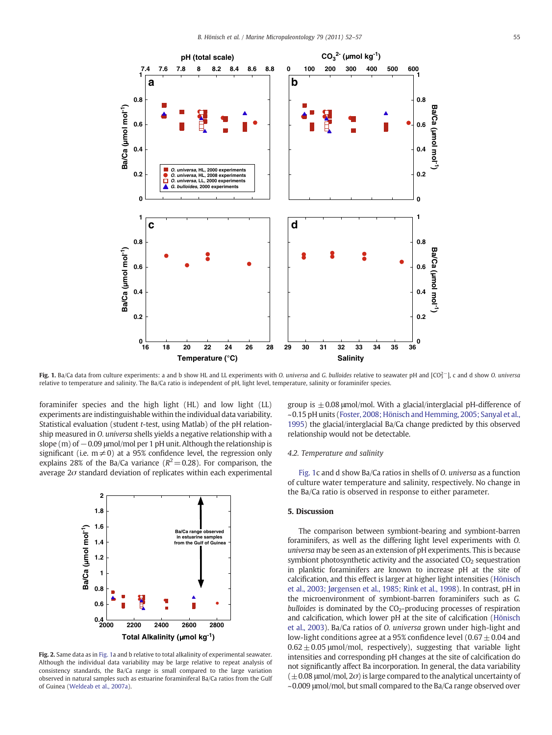Fig. 1. Ba/Ca data from culture experiments: a and b show HL and LL experiments with *O. universa* and *G. bulloides* relative to seawater pH and [$CO_3^{2-}$], c and d show *O. universa* relative to temperature and salinity. The Ba/Ca ratio is independent of pH, light level, temperature, salinity or foraminifer species.

foraminifer species and the high light (HL) and low light (LL) experiments are indistinguishable within the individual data variability. Statistical evaluation (student *t*-test, using Matlab) of the pH relationship measured in *O. universa* shells yields a negative relationship with a slope (m) of −0.09 μmol/mol per 1 pH unit. Although the relationship is significant (i.e. m ≠ 0) at a 95% confidence level, the regression only explains 28% of the Ba/Ca variance ($R^2 = 0.28$). For comparison, the average 2σ standard deviation of replicates within each experimental group is ±0.08 μmol/mol. With a glacial/interglacial pH-difference of ~0.15 pH units (Foster, 2008; Hönisch and Hemming, 2005; Sanyal et al., 1995) the glacial/interglacial Ba/Ca change predicted by this observed relationship would not be detectable.

Fig. 2. Same data as in Fig. 1a and b relative to total alkalinity of experimental seawater. Although the individual data variability may be large relative to repeat analysis of consistency standards, the Ba/Ca range is small compared to the large variation observed in natural samples such as estuarine foraminiferal Ba/Ca ratios from the Gulf of Guinea (Weldeab et al., 2007a).

### 4.2. Temperature and salinity

Fig. 1c and d show Ba/Ca ratios in shells of *O. universa* as a function of culture water temperature and salinity, respectively. No change in the Ba/Ca ratio is observed in response to either parameter.

## 5. Discussion

The comparison between symbiont-bearing and symbiont-barren foraminifers, as well as the differing light level experiments with *O. universa* may be seen as an extension of pH experiments. This is because symbiont photosynthetic activity and the associated $CO_2$ sequestration in planktic foraminifers are known to increase pH at the site of calcification, and this effect is larger at higher light intensities (Hönisch et al., 2003; Jørgensen et al., 1985; Rink et al., 1998). In contrast, pH in the microenvironment of symbiont-barren foraminifers such as *G. bulloides* is dominated by the $CO_2$-producing processes of respiration and calcification, which lower pH at the site of calcification (Hönisch et al., 2003). Ba/Ca ratios of *O. universa* grown under high-light and low-light conditions agree at a 95% confidence level (0.67 ± 0.04 and 0.62 ± 0.05 μmol/mol, respectively), suggesting that variable light intensities and corresponding pH changes at the site of calcification do not significantly affect Ba incorporation. In general, the data variability (±0.08 μmol/mol, 2σ) is large compared to the analytical uncertainty of ~0.009 μmol/mol, but small compared to the Ba/Ca range observed over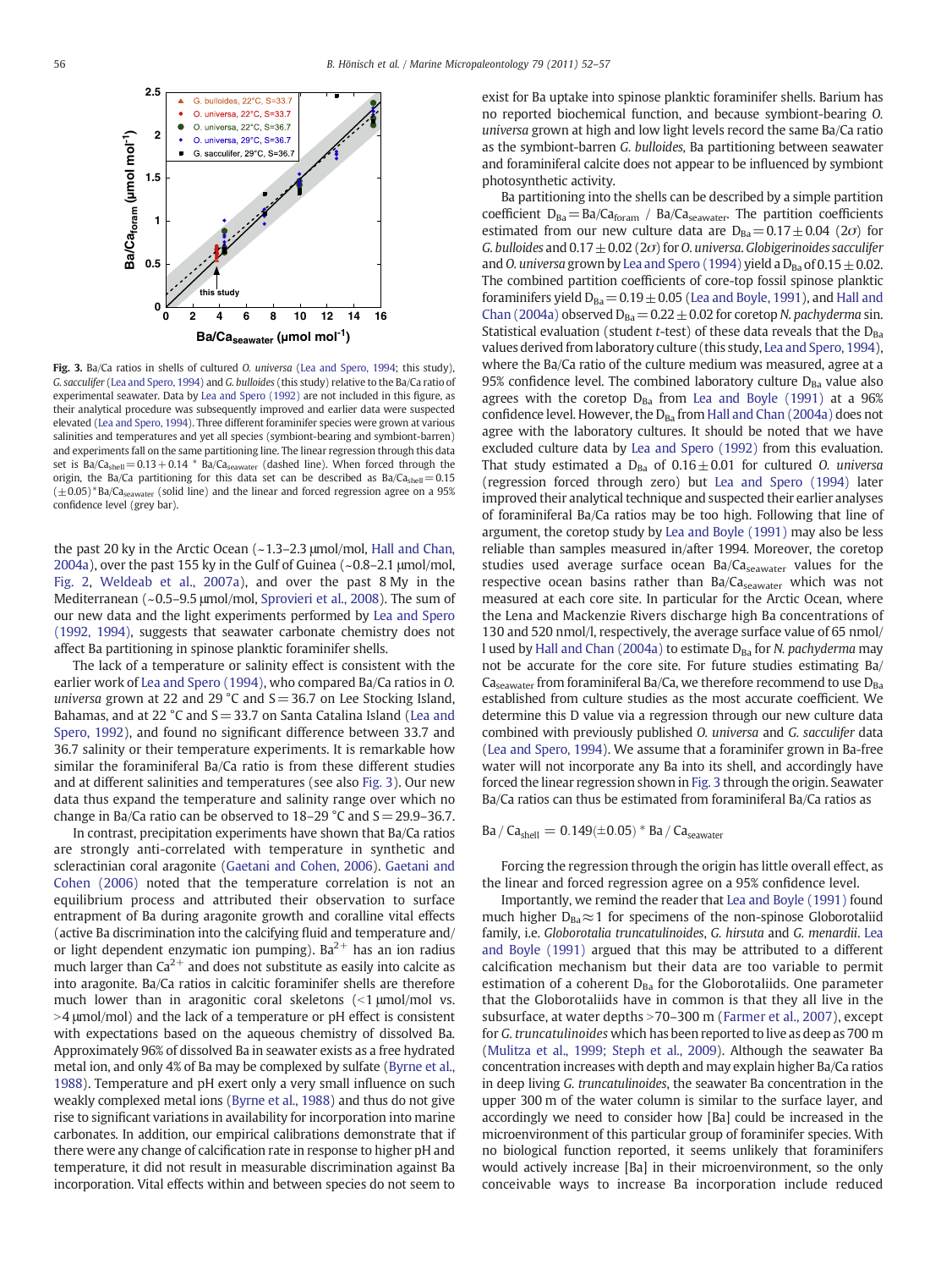Fig. 3. Ba/Ca ratios in shells of cultured *O. universa* (Lea and Spero, 1994; this study), *G. sacculifer* (Lea and Spero, 1994) and *G. bulloides* (this study) relative to the Ba/Ca ratio of experimental seawater. Data by Lea and Spero (1992) are not included in this figure, as their analytical procedure was subsequently improved and earlier data were suspected elevated (Lea and Spero, 1994). Three different foraminifer species were grown at various salinities and temperatures and yet all species (symbiont-bearing and symbiont-barren) and experiments fall on the same partitioning line. The linear regression through this data set is $Ba/Ca_{shell} = 0.13 + 0.14 * Ba/Ca_{seawater}$ (dashed line). When forced through the origin, the Ba/Ca partitioning for this data set can be described as $Ba/Ca_{shell} = 0.15 (\pm 0.05) * Ba/Ca_{seawater}$ (solid line) and the linear and forced regression agree on a 95% confidence level (grey bar).

the past 20 ky in the Arctic Ocean (~1.3–2.3 μmol/mol, Hall and Chan, 2004a), over the past 155 ky in the Gulf of Guinea (~0.8–2.1 μmol/mol, Fig. 2, Weldeab et al., 2007a), and over the past 8 My in the Mediterranean (~0.5–9.5 μmol/mol, Sprovieri et al., 2008). The sum of our new data and the light experiments performed by Lea and Spero (1992, 1994), suggests that seawater carbonate chemistry does not affect Ba partitioning in spinose planktic foraminifer shells.

The lack of a temperature or salinity effect is consistent with the earlier work of Lea and Spero (1994), who compared Ba/Ca ratios in *O. universa* grown at 22 and 29 °C and S = 36.7 on Lee Stocking Island, Bahamas, and at 22 °C and S = 33.7 on Santa Catalina Island (Lea and Spero, 1992), and found no significant difference between 33.7 and 36.7 salinity or their temperature experiments. It is remarkable how similar the foraminiferal Ba/Ca ratio is from these different studies and at different salinities and temperatures (see also Fig. 3). Our new data thus expand the temperature and salinity range over which no change in Ba/Ca ratio can be observed to 18–29 °C and S = 29.9–36.7.

In contrast, precipitation experiments have shown that Ba/Ca ratios are strongly anti-correlated with temperature in synthetic and scleractinian coral aragonite (Gaetani and Cohen, 2006). Gaetani and Cohen (2006) noted that the temperature correlation is not an equilibrium process and attributed their observation to surface entrapment of Ba during aragonite growth and coralline vital effects (active Ba discrimination into the calcifying fluid and temperature and/or light dependent enzymatic ion pumping). $Ba^{2+}$ has an ion radius much larger than $Ca^{2+}$ and does not substitute as easily into calcite as into aragonite. Ba/Ca ratios in calcitic foraminifer shells are therefore much lower than in aragonitic coral skeletons (<1 μmol/mol vs. >4 μmol/mol) and the lack of a temperature or pH effect is consistent with expectations based on the aqueous chemistry of dissolved Ba. Approximately 96% of dissolved Ba in seawater exists as a free hydrated metal ion, and only 4% of Ba may be complexed by sulfate (Byrne et al., 1988). Temperature and pH exert only a very small influence on such weakly complexed metal ions (Byrne et al., 1988) and thus do not give rise to significant variations in availability for incorporation into marine carbonates. In addition, our empirical calibrations demonstrate that if there were any change of calcification rate in response to higher pH and temperature, it did not result in measurable discrimination against Ba incorporation. Vital effects within and between species do not seem to exist for Ba uptake into spinose planktic foraminifer shells. Barium has no reported biochemical function, and because symbiont-bearing *O. universa* grown at high and low light levels record the same Ba/Ca ratio as the symbiont-barren *G. bulloides*, Ba partitioning between seawater and foraminiferal calcite does not appear to be influenced by symbiont photosynthetic activity.

Ba partitioning into the shells can be described by a simple partition coefficient $D_{Ba} = Ba/Ca_{foram} / Ba/Ca_{seawater}$. The partition coefficients estimated from our new culture data are $D_{Ba} = 0.17 \pm 0.04$ ($2\sigma$) for *G. bulloides* and $0.17 \pm 0.02$ ($2\sigma$) for *O. universa*. *Globigerinoides sacculifer* and *O. universa* grown by Lea and Spero (1994) yield a $D_{Ba}$ of $0.15 \pm 0.02$. The combined partition coefficients of core-top fossil spinose planktic foraminifers yield $D_{Ba} = 0.19 \pm 0.05$ (Lea and Boyle, 1991), and Hall and Chan (2004a) observed $D_{Ba} = 0.22 \pm 0.02$ for coretop *N. pachyderma* sin. Statistical evaluation (student *t*-test) of these data reveals that the $D_{Ba}$ values derived from laboratory culture (this study, Lea and Spero, 1994), where the Ba/Ca ratio of the culture medium was measured, agree at a 95% confidence level. The combined laboratory culture $D_{Ba}$ value also agrees with the coretop $D_{Ba}$ from Lea and Boyle (1991) at a 96% confidence level. However, the $D_{Ba}$ from Hall and Chan (2004a) does not agree with the laboratory cultures. It should be noted that we have excluded culture data by Lea and Spero (1992) from this evaluation. That study estimated a $D_{Ba}$ of $0.16 \pm 0.01$ for cultured *O. universa* (regression forced through zero) but Lea and Spero (1994) later improved their analytical technique and suspected their earlier analyses of foraminiferal Ba/Ca ratios may be too high. Following that line of argument, the coretop study by Lea and Boyle (1991) may also be less reliable than samples measured in/after 1994. Moreover, the coretop studies used average surface ocean $Ba/Ca_{seawater}$ values for the respective ocean basins rather than $Ba/Ca_{seawater}$ which was not measured at each core site. In particular for the Arctic Ocean, where the Lena and Mackenzie Rivers discharge high Ba concentrations of 130 and 520 nmol/l, respectively, the average surface value of 65 nmol/l used by Hall and Chan (2004a) to estimate $D_{Ba}$ for *N. pachyderma* may not be accurate for the core site. For future studies estimating $Ba/Ca_{seawater}$ from foraminiferal Ba/Ca, we therefore recommend to use $D_{Ba}$ established from culture studies as the most accurate coefficient. We determine this D value via a regression through our new culture data combined with previously published *O. universa* and *G. sacculifer* data (Lea and Spero, 1994). We assume that a foraminifer grown in Ba-free water will not incorporate any Ba into its shell, and accordingly have forced the linear regression shown in Fig. 3 through the origin. Seawater Ba/Ca ratios can thus be estimated from foraminiferal Ba/Ca ratios as

$$Ba/Ca_{shell} = 0.149(\pm 0.05) * Ba/Ca_{seawater}$$

Forcing the regression through the origin has little overall effect, as the linear and forced regression agree on a 95% confidence level.

Importantly, we remind the reader that Lea and Boyle (1991) found much higher $D_{Ba} \approx 1$ for specimens of the non-spinose Globorotaliid family, i.e. *Globorotalia truncatulinoides*, *G. hirsuta* and *G. menardii*. Lea and Boyle (1991) argued that this may be attributed to a different calcification mechanism but their data are too variable to permit estimation of a coherent $D_{Ba}$ for the Globorotaliids. One parameter that the Globorotaliids have in common is that they all live in the subsurface, at water depths >70–300 m (Farmer et al., 2007), except for *G. truncatulinoides* which has been reported to live as deep as 700 m (Mulitza et al., 1999; Steph et al., 2009). Although the seawater Ba concentration increases with depth and may explain higher Ba/Ca ratios in deep living *G. truncatulinoides*, the seawater Ba concentration in the upper 300 m of the water column is similar to the surface layer, and accordingly we need to consider how [Ba] could be increased in the microenvironment of this particular group of foraminifer species. With no biological function reported, it seems unlikely that foraminifers would actively increase [Ba] in their microenvironment, so the only conceivable ways to increase Ba incorporation include reduced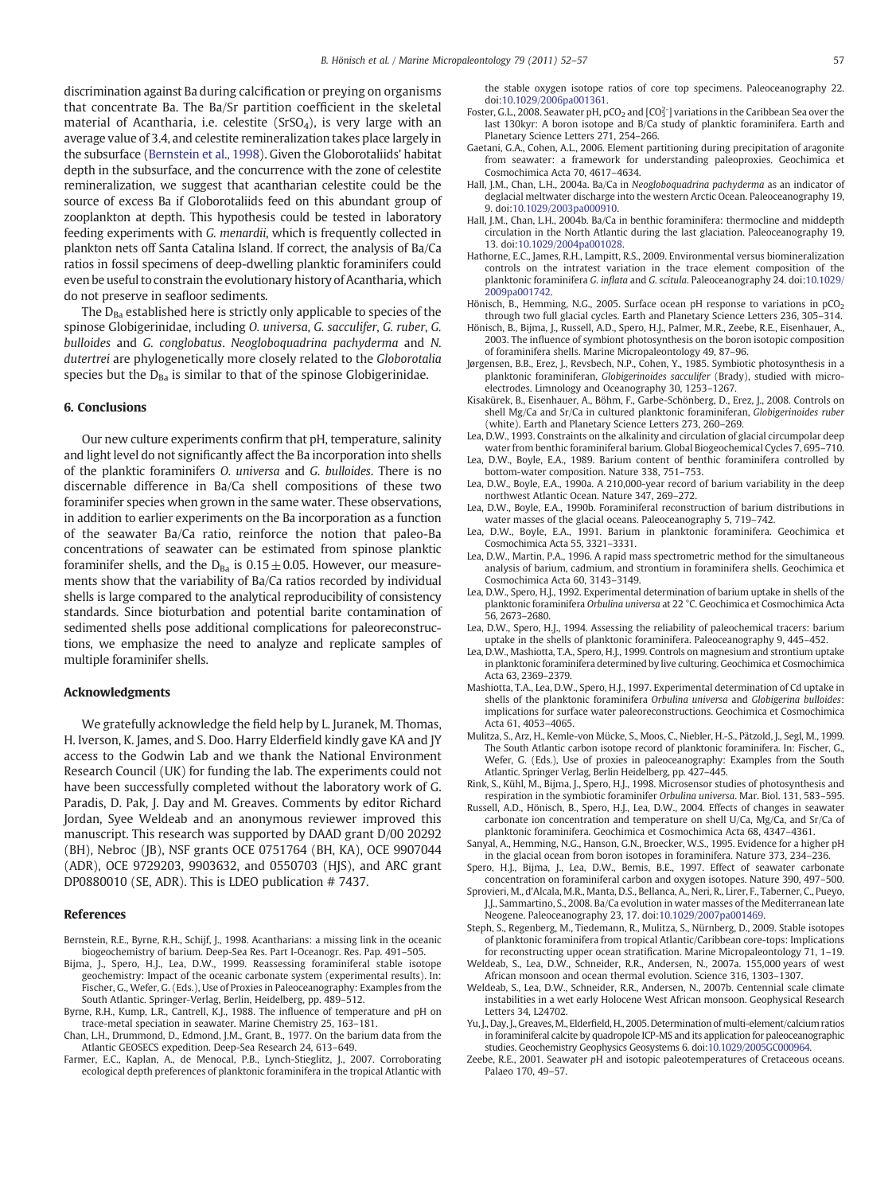discrimination against Ba during calcification or preying on organisms that concentrate Ba. The Ba/Sr partition coefficient in the skeletal material of Acantharia, i.e. celestite ($SrSO_4$), is very large with an average value of 3.4, and celestite remineralization takes place largely in the subsurface (Bernstein et al., 1998). Given the Globorotaliids' habitat depth in the subsurface, and the concurrence with the zone of celestite remineralization, we suggest that acantharian celestite could be the source of excess Ba if Globorotaliids feed on this abundant group of zooplankton at depth. This hypothesis could be tested in laboratory feeding experiments with *G. menardii*, which is frequently collected in plankton nets off Santa Catalina Island. If correct, the analysis of Ba/Ca ratios in fossil specimens of deep-dwelling planktic foraminifers could even be useful to constrain the evolutionary history of Acantharia, which do not preserve in seafloor sediments.

The $D_{Ba}$ established here is strictly only applicable to species of the spinose Globigerinidae, including *O. universa*, *G. sacculifer*, *G. ruber*, *G. bulloides* and *G. conglobatus*. *Neogloboquadrina pachyderma* and *N. dutertrei* are phylogenetically more closely related to the *Globorotalia* species but the $D_{Ba}$ is similar to that of the spinose Globigerinidae.

## 6. Conclusions

Our new culture experiments confirm that pH, temperature, salinity and light level do not significantly affect the Ba incorporation into shells of the planktic foraminifers *O. universa* and *G. bulloides*. There is no discernable difference in Ba/Ca shell compositions of these two foraminifer species when grown in the same water. These observations, in addition to earlier experiments on the Ba incorporation as a function of the seawater Ba/Ca ratio, reinforce the notion that paleo-Ba concentrations of seawater can be estimated from spinose planktic foraminifer shells, and the $D_{Ba}$ is $0.15 \pm 0.05$. However, our measurements show that the variability of Ba/Ca ratios recorded by individual shells is large compared to the analytical reproducibility of consistency standards. Since bioturbation and potential barite contamination of sedimented shells pose additional complications for paleoreconstructions, we emphasize the need to analyze and replicate samples of multiple foraminifer shells.

## Acknowledgments

We gratefully acknowledge the field help by L. Juranek, M. Thomas, H. Iverson, K. James, and S. Doo. Harry Elderfield kindly gave KA and JY access to the Godwin Lab and we thank the National Environment Research Council (UK) for funding the lab. The experiments could not have been successfully completed without the laboratory work of G. Paradis, D. Pak, J. Day and M. Greaves. Comments by editor Richard Jordan, Syee Weldeab and an anonymous reviewer improved this manuscript. This research was supported by DAAD grant D/00 20292 (BH), Nebroc (JB), NSF grants OCE 0751764 (BH, KA), OCE 9907044 (ADR), OCE 9729203, 9903632, and 0550703 (HJS), and ARC grant DP0880010 (SE, ADR). This is LDEO publication # 7437.

## References

Bernstein, R.E., Byrne, R.H., Schijf, J., 1998. Acantharians: a missing link in the oceanic biogeochemistry of barium. Deep-Sea Res. Part I-Oceanogr. Res. Pap. 491–505.

Bijma, J., Spero, H.J., Lea, D.W., 1999. Reassessing foraminiferal stable isotope geochemistry: Impact of the oceanic carbonate system (experimental results). In: Fischer, G., Wefer, G. (Eds.), Use of Proxies in Paleoceanography: Examples from the South Atlantic. Springer-Verlag, Berlin, Heidelberg, pp. 489–512.

Byrne, R.H., Kump, L.R., Cantrell, K.J., 1988. The influence of temperature and pH on trace-metal speciation in seawater. Marine Chemistry 25, 163–181.

Chan, L.H., Drummond, D., Edmond, J.M., Grant, B., 1977. On the barium data from the Atlantic GEOSECS expedition. Deep-Sea Research 24, 613–649.

Farmer, E.C., Kaplan, A., de Menocal, P.B., Lynch-Stieglitz, J., 2007. Corroborating ecological depth preferences of planktonic foraminifera in the tropical Atlantic with the stable oxygen isotope ratios of core top specimens. Paleoceanography 22. doi:10.1029/2006pa001361.

Foster, G.L., 2008. Seawater pH, $pCO_2$ and $[CO_3^{2-}]$ variations in the Caribbean Sea over the last 130kyr: A boron isotope and B/Ca study of planktic foraminifera. Earth and Planetary Science Letters 271, 254–266.

Gaetani, G.A., Cohen, A.L., 2006. Element partitioning during precipitation of aragonite from seawater: a framework for understanding paleoproxies. Geochimica et Cosmochimica Acta 70, 4617–4634.

Hall, J.M., Chan, L.H., 2004a. Ba/Ca in *Neogloboquadrina pachyderma* as an indicator of deglacial meltwater discharge into the western Arctic Ocean. Paleoceanography 19, 9. doi:10.1029/2003pa000910.

Hall, J.M., Chan, L.H., 2004b. Ba/Ca in benthic foraminifera: thermocline and middepth circulation in the North Atlantic during the last glaciation. Paleoceanography 19, 13. doi:10.1029/2004pa001028.

Hathorne, E.C., James, R.H., Lampitt, R.S., 2009. Environmental versus biomineralization controls on the intratest variation in the trace element composition of the planktonic foraminifera *G. inflata* and *G. scitula*. Paleoceanography 24. doi:10.1029/2009pa001742.

Hönisch, B., Hemming, N.G., 2005. Surface ocean pH response to variations in $pCO_2$ through two full glacial cycles. Earth and Planetary Science Letters 236, 305–314.

Hönisch, B., Bijma, J., Russell, A.D., Spero, H.J., Palmer, M.R., Zeebe, R.E., Eisenhauer, A., 2003. The influence of symbiont photosynthesis on the boron isotopic composition of foraminifera shells. Marine Micropaleontology 49, 87–96.

Jørgensen, B.B., Erez, J., Revsbech, N.P., Cohen, Y., 1985. Symbiotic photosynthesis in a planktonic foraminiferan, *Globigerinoides sacculifer* (Brady), studied with microelectrodes. Limnology and Oceanography 30, 1253–1267.

Kisakürek, B., Eisenhauer, A., Böhm, F., Garbe-Schönberg, D., Erez, J., 2008. Controls on shell Mg/Ca and Sr/Ca in cultured planktonic foraminiferan, *Globigerinoides ruber* (white). Earth and Planetary Science Letters 273, 260–269.

Lea, D.W., 1993. Constraints on the alkalinity and circulation of glacial circumpolar deep water from benthic foraminiferal barium. Global Biogeochemical Cycles 7, 695–710.

Lea, D.W., Boyle, E.A., 1989. Barium content of benthic foraminifera controlled by bottom-water composition. Nature 338, 751–753.

Lea, D.W., Boyle, E.A., 1990a. A 210,000-year record of barium variability in the deep northwest Atlantic Ocean. Nature 347, 269–272.

Lea, D.W., Boyle, E.A., 1990b. Foraminiferal reconstruction of barium distributions in water masses of the glacial oceans. Paleoceanography 5, 719–742.

Lea, D.W., Boyle, E.A., 1991. Barium in planktonic foraminifera. Geochimica et Cosmochimica Acta 55, 3321–3331.

Lea, D.W., Martin, P.A., 1996. A rapid mass spectrometric method for the simultaneous analysis of barium, cadmium, and strontium in foraminifera shells. Geochimica et Cosmochimica Acta 60, 3143–3149.

Lea, D.W., Spero, H.J., 1992. Experimental determination of barium uptake in shells of the planktonic foraminifera *Orbulina universa* at 22 °C. Geochimica et Cosmochimica Acta 56, 2673–2680.

Lea, D.W., Spero, H.J., 1994. Assessing the reliability of paleochemical tracers: barium uptake in the shells of planktonic foraminifera. Paleoceanography 9, 445–452.

Lea, D.W., Mashiotta, T.A., Spero, H.J., 1999. Controls on magnesium and strontium uptake in planktonic foraminifera determined by live culturing. Geochimica et Cosmochimica Acta 63, 2369–2379.

Mashiotta, T.A., Lea, D.W., Spero, H.J., 1997. Experimental determination of Cd uptake in shells of the planktonic foraminifera *Orbulina universa* and *Globigerina bulloides*: implications for surface water paleoreconstructions. Geochimica et Cosmochimica Acta 61, 4053–4065.

Mulitza, S., Arz, H., Kemle-von Mücke, S., Moos, C., Niebler, H.-S., Pätzold, J., Segl, M., 1999. The South Atlantic carbon isotope record of planktonic foraminifera. In: Fischer, G., Wefer, G. (Eds.), Use of proxies in paleoceanography: Examples from the South Atlantic. Springer Verlag, Berlin Heidelberg, pp. 427–445.

Rink, S., Kühl, M., Bijma, J., Spero, H.J., 1998. Microsensor studies of photosynthesis and respiration in the symbiotic foraminifer *Orbulina universa*. Mar. Biol. 131, 583–595.

Russell, A.D., Hönisch, B., Spero, H.J., Lea, D.W., 2004. Effects of changes in seawater carbonate ion concentration and temperature on shell U/Ca, Mg/Ca, and Sr/Ca of planktonic foraminifera. Geochimica et Cosmochimica Acta 68, 4347–4361.

Sanyal, A., Hemming, N.G., Hanson, G.N., Broecker, W.S., 1995. Evidence for a higher pH in the glacial ocean from boron isotopes in foraminifera. Nature 373, 234–236.

Spero, H.J., Bijma, J., Lea, D.W., Bemis, B.E., 1997. Effect of seawater carbonate concentration on foraminiferal carbon and oxygen isotopes. Nature 390, 497–500.

Sprovieri, M., d'Alcala, M.R., Manta, D.S., Bellanca, A., Neri, R., Lirer, F., Taberner, C., Pueyo, J.J., Sammartino, S., 2008. Ba/Ca evolution in water masses of the Mediterranean late Neogene. Paleoceanography 23, 17. doi:10.1029/2007pa001469.

Steph, S., Regenberg, M., Tiedemann, R., Mulitza, S., Nürnberg, D., 2009. Stable isotopes of planktonic foraminifera from tropical Atlantic/Caribbean core-tops: Implications for reconstructing upper ocean stratification. Marine Micropaleontology 71, 1–19.

Weldeab, S., Lea, D.W., Schneider, R.R., Andersen, N., 2007a. 155,000 years of west African monsoon and ocean thermal evolution. Science 316, 1303–1307.

Weldeab, S., Lea, D.W., Schneider, R.R., Andersen, N., 2007b. Centennial scale climate instabilities in a wet early Holocene West African monsoon. Geophysical Research Letters 34, L24702.

Yu, J., Day, J., Greaves, M., Elderfield, H., 2005. Determination of multi-element/calcium ratios in foraminiferal calcite by quadrupole ICP-MS and its application for paleoceanographic studies. Geochemistry Geophysics Geosystems 6. doi:10.1029/2005GC000964.

Zeebe, R.E., 2001. Seawater pH and isotopic paleotemperatures of Cretaceous oceans. Palaeo 170, 49–57.